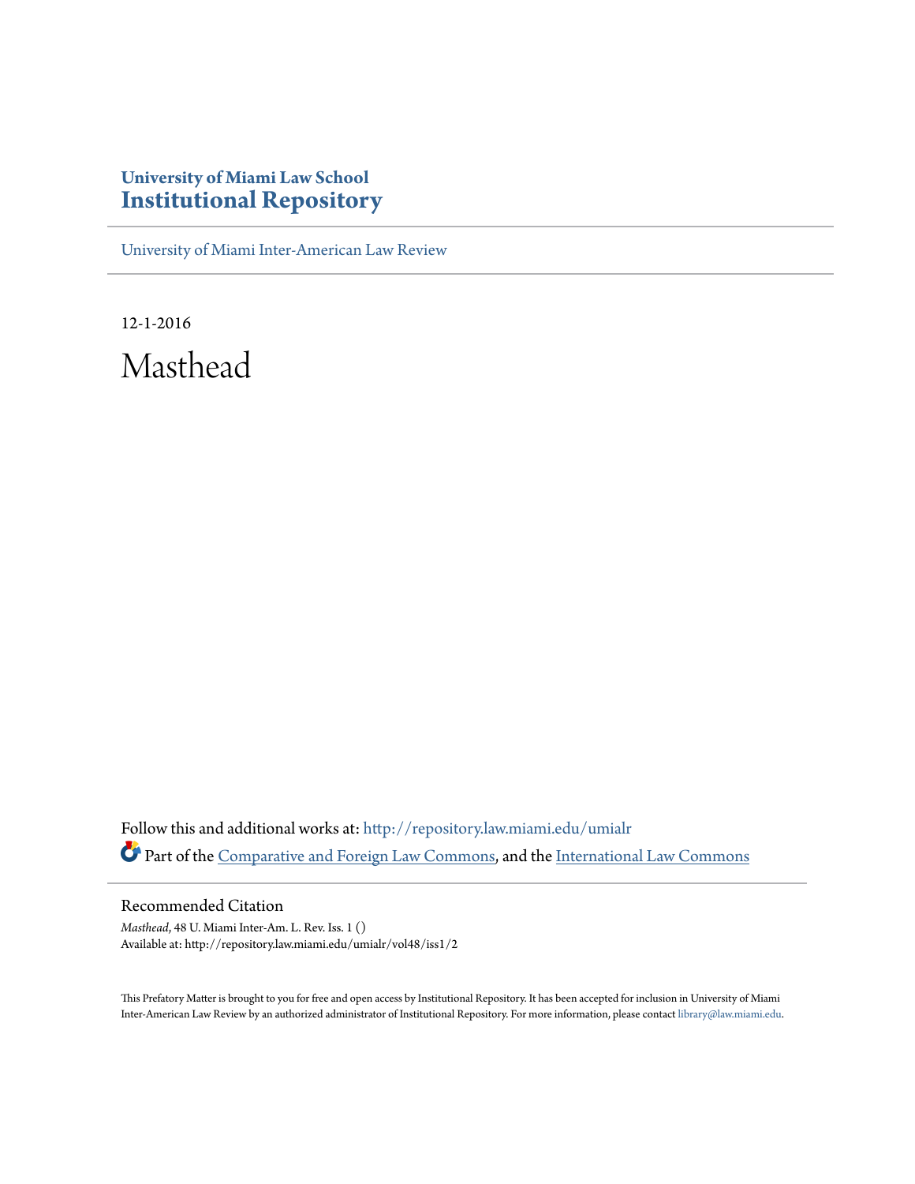# University of Miami Law School
# Institutional Repository

University of Miami Inter-American Law Review

12-1-2016

# Masthead

Follow this and additional works at: http://repository.law.miami.edu/umialr

Part of the Comparative and Foreign Law Commons, and the International Law Commons

## Recommended Citation

*Masthead*, 48 U. Miami Inter-Am. L. Rev. Iss. 1 ()
Available at: http://repository.law.miami.edu/umialr/vol48/iss1/2

This Prefatory Matter is brought to you for free and open access by Institutional Repository. It has been accepted for inclusion in University of Miami Inter-American Law Review by an authorized administrator of Institutional Repository. For more information, please contact library@law.miami.edu.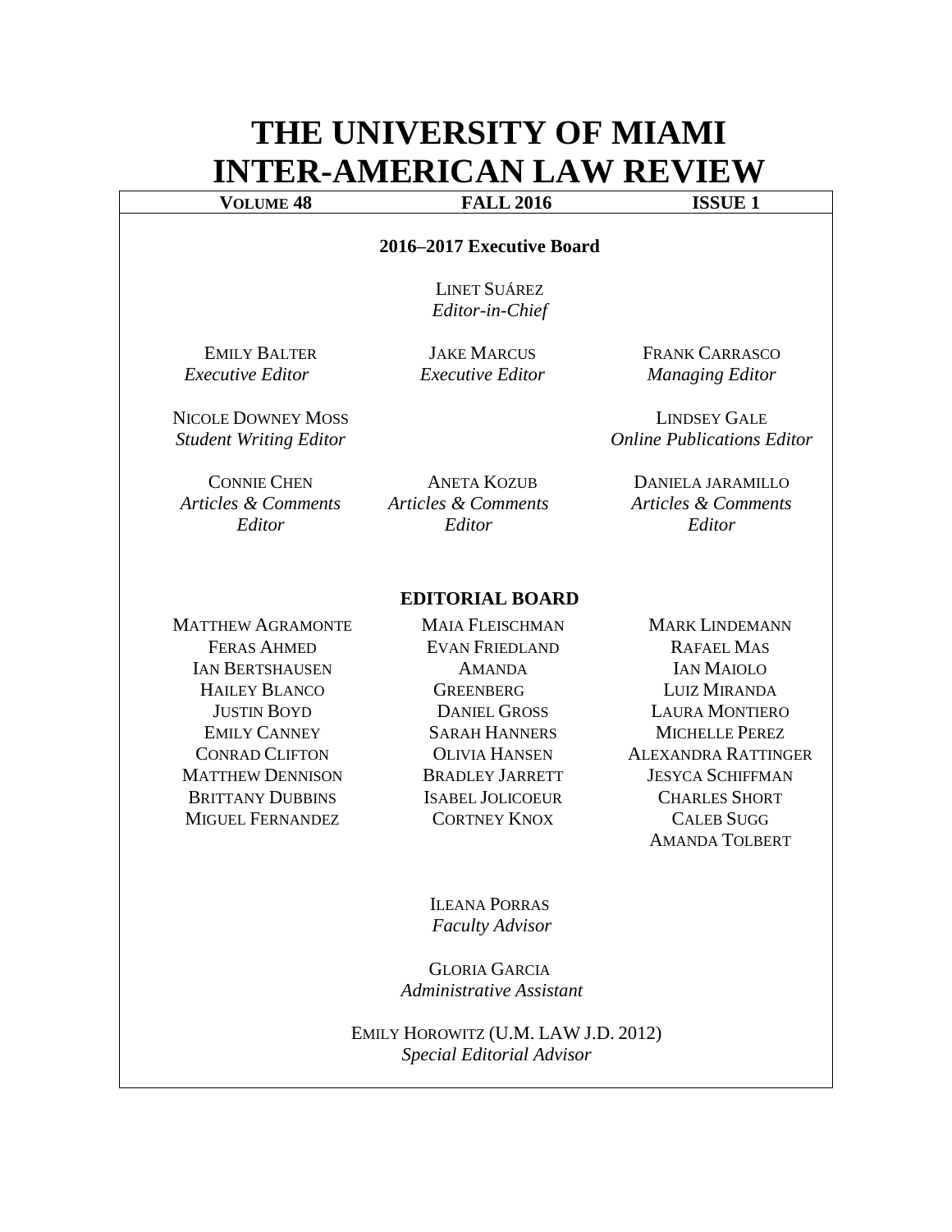# THE UNIVERSITY OF MIAMI INTER-AMERICAN LAW REVIEW

**VOLUME 48** **FALL 2016** **ISSUE 1**

**2016–2017 Executive Board**

LINET SUÁREZ
*Editor-in-Chief*

EMILY BALTER
*Executive Editor*

JAKE MARCUS
*Executive Editor*

FRANK CARRASCO
*Managing Editor*

NICOLE DOWNEY MOSS
*Student Writing Editor*

LINDSEY GALE
*Online Publications Editor*

CONNIE CHEN
*Articles & Comments Editor*

ANETA KOZUB
*Articles & Comments Editor*

DANIELA JARAMILLO
*Articles & Comments Editor*

**EDITORIAL BOARD**

MATTHEW AGRAMONTE
FERAS AHMED
IAN BERTSHAUSEN
HAILEY BLANCO
JUSTIN BOYD
EMILY CANNEY
CONRAD CLIFTON
MATTHEW DENNISON
BRITTANY DUBBINS
MIGUEL FERNANDEZ

MAIA FLEISCHMAN
EVAN FRIEDLAND
AMANDA GREENBERG
DANIEL GROSS
SARAH HANNERS
OLIVIA HANSEN
BRADLEY JARRETT
ISABEL JOLICOEUR
CORTNEY KNOX

MARK LINDEMANN
RAFAEL MAS
IAN MAIOLO
LUIZ MIRANDA
LAURA MONTIERO
MICHELLE PEREZ
ALEXANDRA RATTINGER
JESYCA SCHIFFMAN
CHARLES SHORT
CALEB SUGG
AMANDA TOLBERT

ILEANA PORRAS
*Faculty Advisor*

GLORIA GARCIA
*Administrative Assistant*

EMILY HOROWITZ (U.M. LAW J.D. 2012)
*Special Editorial Advisor*